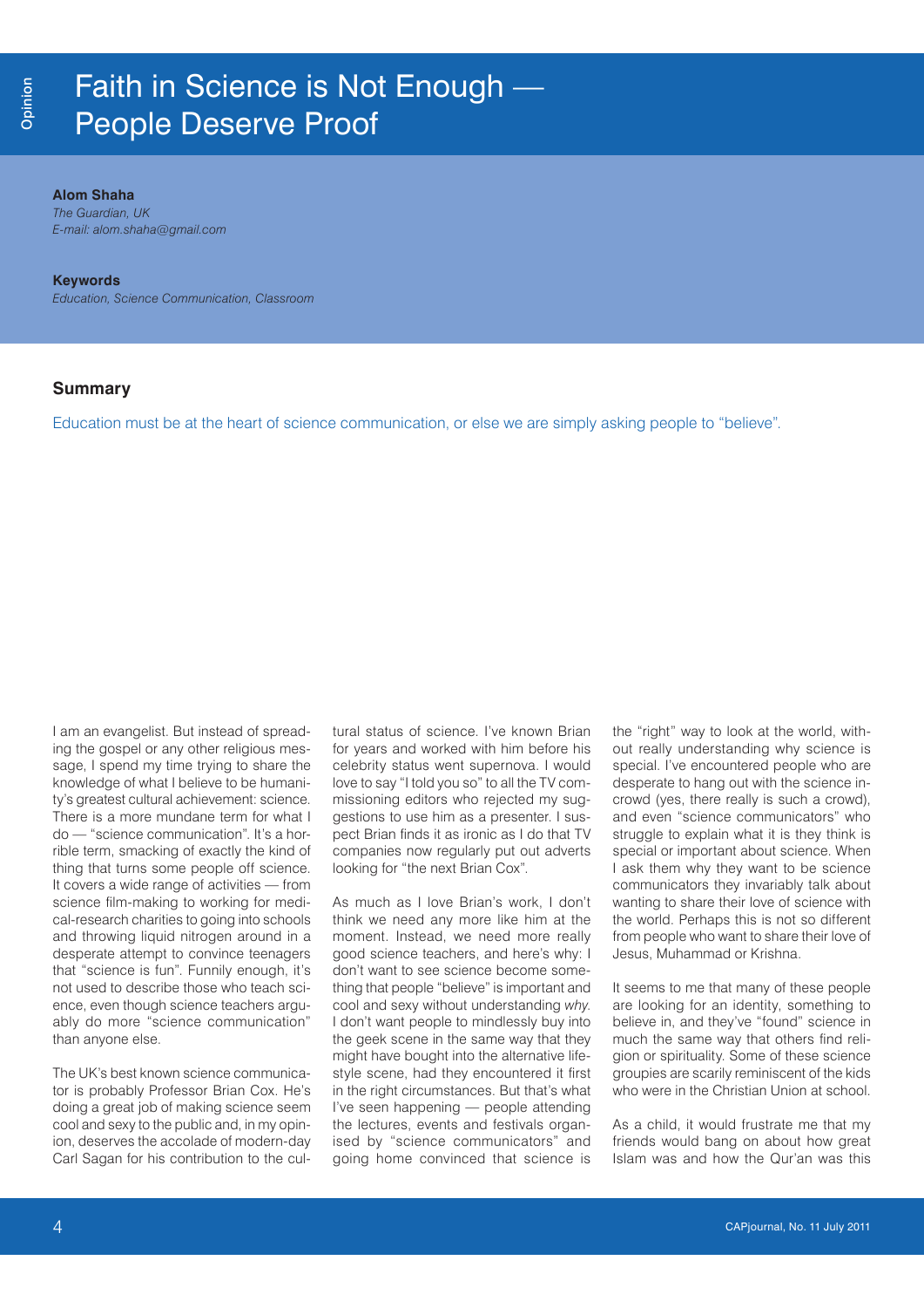Opinion

# Faith in Science is Not Enough — People Deserve Proof

**Alom Shaha**
*The Guardian, UK*
*E-mail: alom.shaha@gmail.com*

**Keywords**
*Education, Science Communication, Classroom*

## Summary

Education must be at the heart of science communication, or else we are simply asking people to "believe".

I am an evangelist. But instead of spreading the gospel or any other religious message, I spend my time trying to share the knowledge of what I believe to be humanity's greatest cultural achievement: science. There is a more mundane term for what I do — "science communication". It's a horrible term, smacking of exactly the kind of thing that turns some people off science. It covers a wide range of activities — from science film-making to working for medical-research charities to going into schools and throwing liquid nitrogen around in a desperate attempt to convince teenagers that "science is fun". Funnily enough, it's not used to describe those who teach science, even though science teachers arguably do more "science communication" than anyone else.

The UK's best known science communicator is probably Professor Brian Cox. He's doing a great job of making science seem cool and sexy to the public and, in my opinion, deserves the accolade of modern-day Carl Sagan for his contribution to the cultural status of science. I've known Brian for years and worked with him before his celebrity status went supernova. I would love to say "I told you so" to all the TV commissioning editors who rejected my suggestions to use him as a presenter. I suspect Brian finds it as ironic as I do that TV companies now regularly put out adverts looking for "the next Brian Cox".

As much as I love Brian's work, I don't think we need any more like him at the moment. Instead, we need more really good science teachers, and here's why: I don't want to see science become something that people "believe" is important and cool and sexy without understanding *why*. I don't want people to mindlessly buy into the geek scene in the same way that they might have bought into the alternative lifestyle scene, had they encountered it first in the right circumstances. But that's what I've seen happening — people attending the lectures, events and festivals organised by "science communicators" and going home convinced that science is the "right" way to look at the world, without really understanding why science is special. I've encountered people who are desperate to hang out with the science in-crowd (yes, there really is such a crowd), and even "science communicators" who struggle to explain what it is they think is special or important about science. When I ask them why they want to be science communicators they invariably talk about wanting to share their love of science with the world. Perhaps this is not so different from people who want to share their love of Jesus, Muhammad or Krishna.

It seems to me that many of these people are looking for an identity, something to believe in, and they've "found" science in much the same way that others find religion or spirituality. Some of these science groupies are scarily reminiscent of the kids who were in the Christian Union at school.

As a child, it would frustrate me that my friends would bang on about how great Islam was and how the Qur'an was this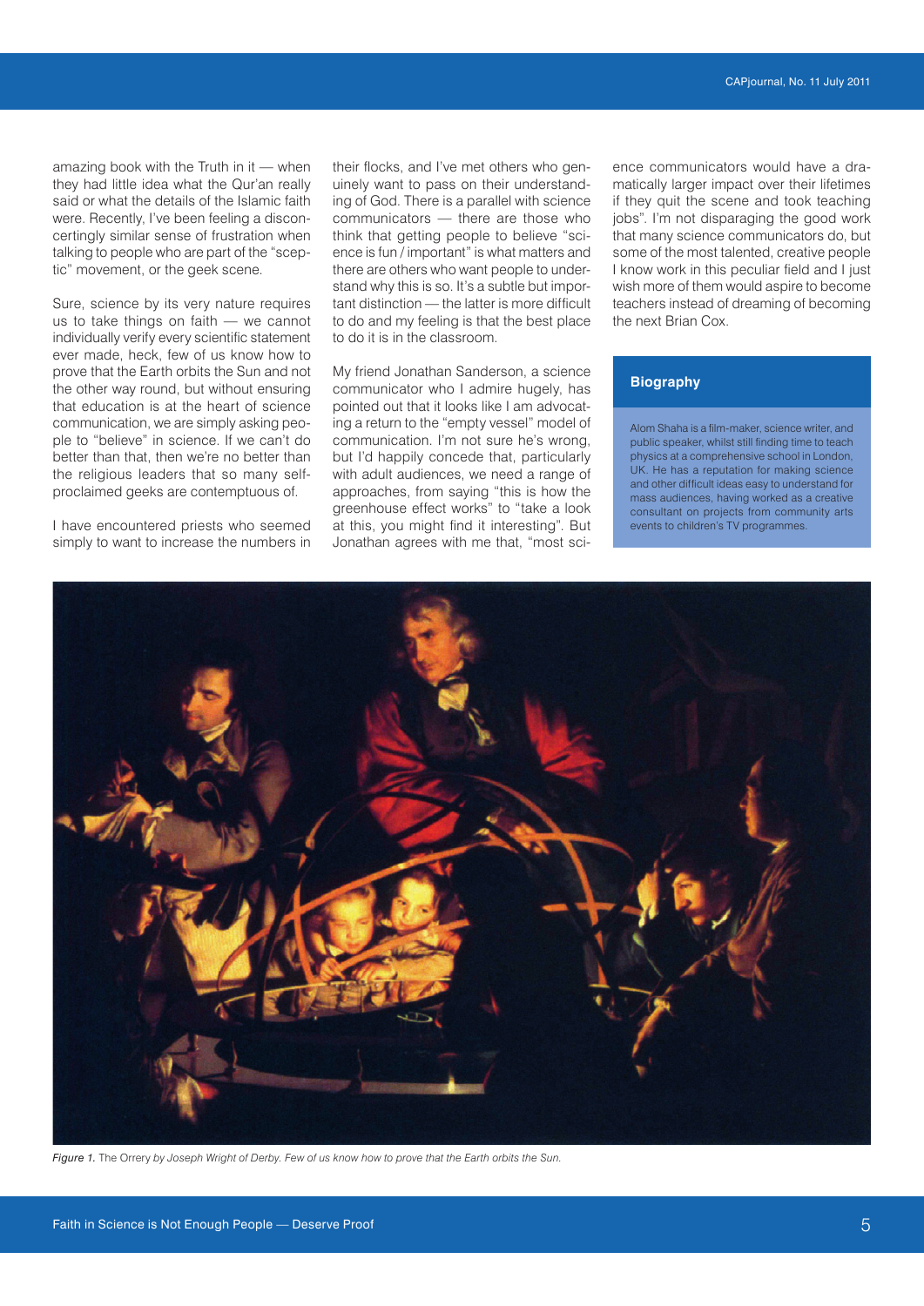amazing book with the Truth in it — when they had little idea what the Qur'an really said or what the details of the Islamic faith were. Recently, I've been feeling a disconcertingly similar sense of frustration when talking to people who are part of the "sceptic" movement, or the geek scene.

Sure, science by its very nature requires us to take things on faith — we cannot individually verify every scientific statement ever made, heck, few of us know how to prove that the Earth orbits the Sun and not the other way round, but without ensuring that education is at the heart of science communication, we are simply asking people to "believe" in science. If we can't do better than that, then we're no better than the religious leaders that so many self-proclaimed geeks are contemptuous of.

I have encountered priests who seemed simply to want to increase the numbers in their flocks, and I've met others who genuinely want to pass on their understanding of God. There is a parallel with science communicators — there are those who think that getting people to believe "science is fun / important" is what matters and there are others who want people to understand why this is so. It's a subtle but important distinction — the latter is more difficult to do and my feeling is that the best place to do it is in the classroom.

My friend Jonathan Sanderson, a science communicator who I admire hugely, has pointed out that it looks like I am advocating a return to the "empty vessel" model of communication. I'm not sure he's wrong, but I'd happily concede that, particularly with adult audiences, we need a range of approaches, from saying "this is how the greenhouse effect works" to "take a look at this, you might find it interesting". But Jonathan agrees with me that, "most science communicators would have a dramatically larger impact over their lifetimes if they quit the scene and took teaching jobs". I'm not disparaging the good work that many science communicators do, but some of the most talented, creative people I know work in this peculiar field and I just wish more of them would aspire to become teachers instead of dreaming of becoming the next Brian Cox.

## Biography

Alom Shaha is a film-maker, science writer, and public speaker, whilst still finding time to teach physics at a comprehensive school in London, UK. He has a reputation for making science and other difficult ideas easy to understand for mass audiences, having worked as a creative consultant on projects from community arts events to children's TV programmes.

*Figure 1.* The Orrery *by Joseph Wright of Derby. Few of us know how to prove that the Earth orbits the Sun.*